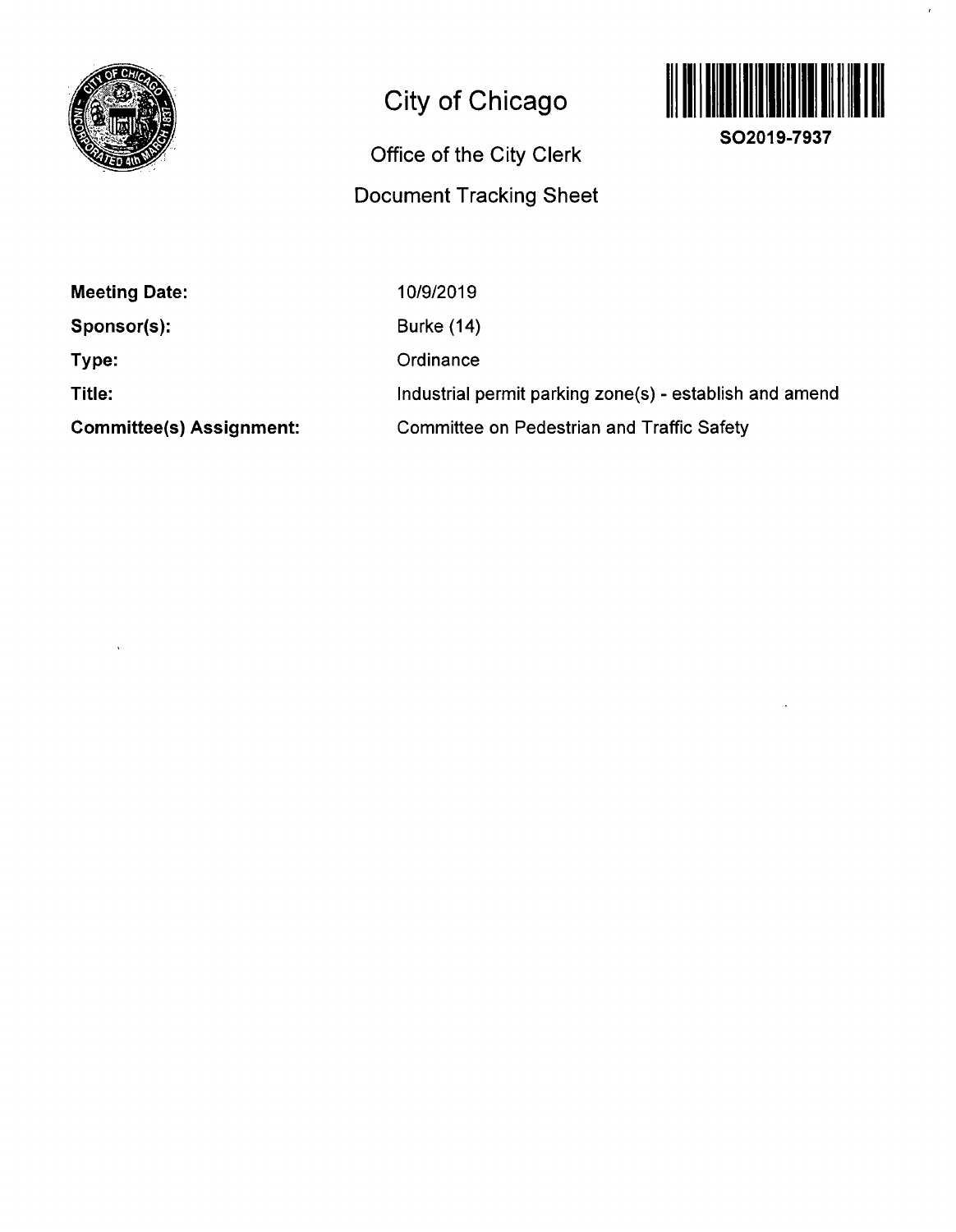# City of Chicago

## Office of the City Clerk

## Document Tracking Sheet

**SO2019-7937**

| | |
|---|---|
| **Meeting Date:** | 10/9/2019 |
| **Sponsor(s):** | Burke (14) |
| **Type:** | Ordinance |
| **Title:** | Industrial permit parking zone(s) - establish and amend |
| **Committee(s) Assignment:** | Committee on Pedestrian and Traffic Safety |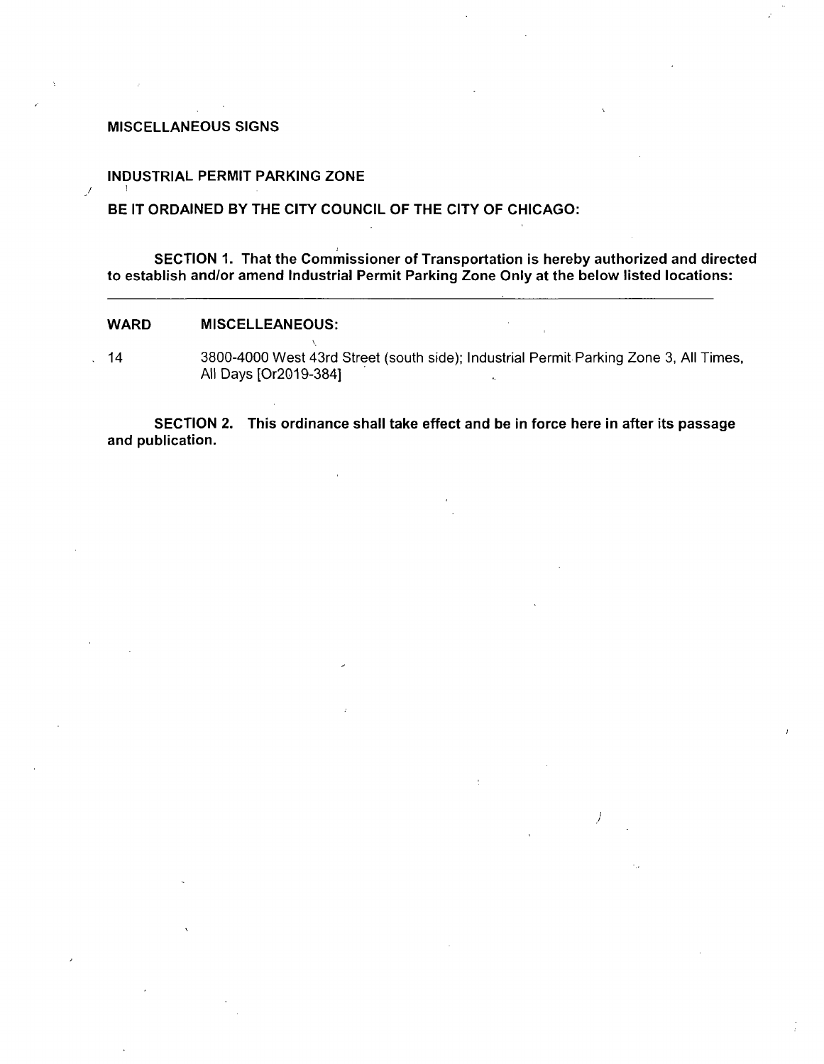MISCELLANEOUS SIGNS

INDUSTRIAL PERMIT PARKING ZONE

**BE IT ORDAINED BY THE CITY COUNCIL OF THE CITY OF CHICAGO:**

**SECTION 1. That the Commissioner of Transportation is hereby authorized and directed to establish and/or amend Industrial Permit Parking Zone Only at the below listed locations:**

| WARD | MISCELLEANEOUS: |
|---|---|
| 14 | 3800-4000 West 43rd Street (south side); Industrial Permit Parking Zone 3, All Times, All Days [Or2019-384] |

**SECTION 2. This ordinance shall take effect and be in force here in after its passage and publication.**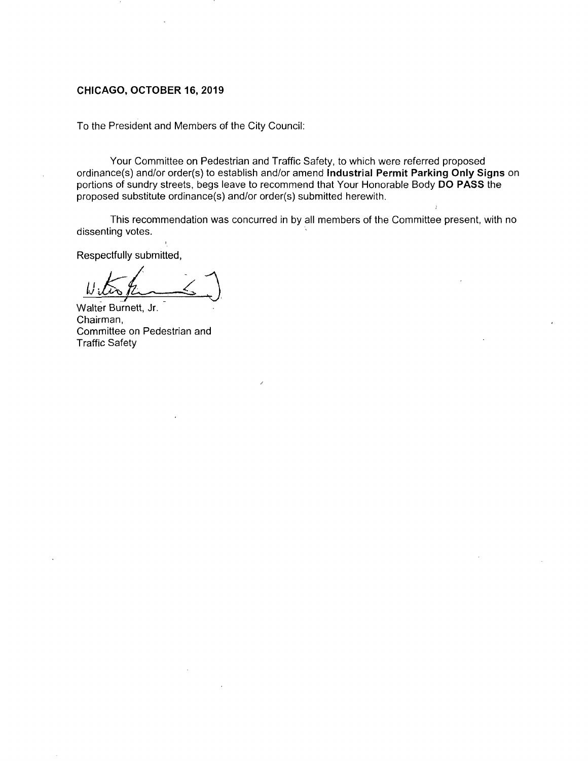**CHICAGO, OCTOBER 16, 2019**

To the President and Members of the City Council:

Your Committee on Pedestrian and Traffic Safety, to which were referred proposed ordinance(s) and/or order(s) to establish and/or amend **Industrial Permit Parking Only Signs** on portions of sundry streets, begs leave to recommend that Your Honorable Body **DO PASS** the proposed substitute ordinance(s) and/or order(s) submitted herewith.

This recommendation was concurred in by all members of the Committee present, with no dissenting votes.

Respectfully submitted,

Walter Burnett, Jr.
Chairman,
Committee on Pedestrian and
Traffic Safety